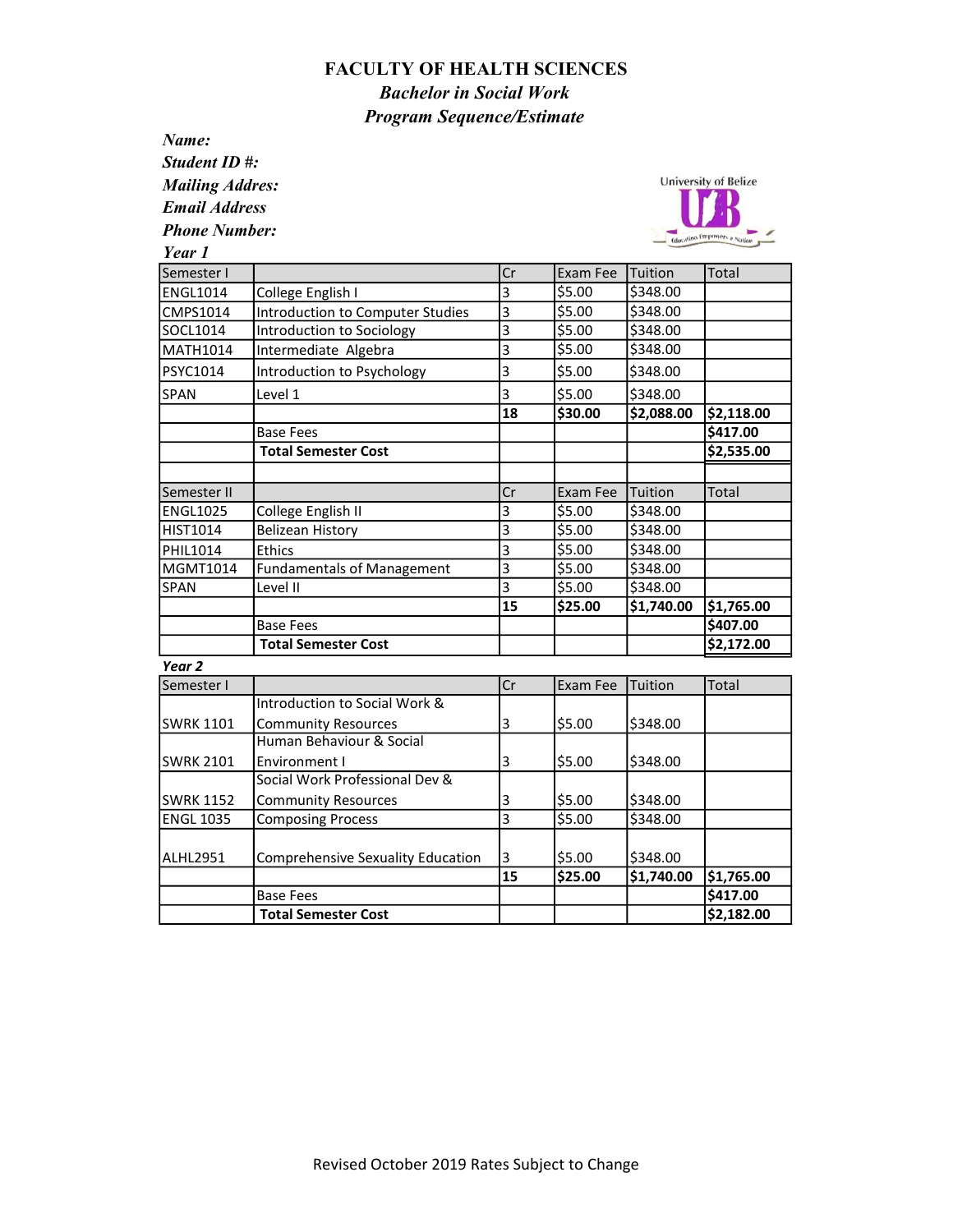# FACULTY OF HEALTH SCIENCES

## *Bachelor in Social Work*

## *Program Sequence/Estimate*

***Name:***

***Student ID #:***

***Mailing Addres:***

***Email Address***

***Phone Number:***

***Year 1***

| Semester I | | Cr | Exam Fee | Tuition | Total |
|---|---|---|---|---|---|
| ENGL1014 | College English I | 3 | $5.00 | $348.00 | |
| CMPS1014 | Introduction to Computer Studies | 3 | $5.00 | $348.00 | |
| SOCL1014 | Introduction to Sociology | 3 | $5.00 | $348.00 | |
| MATH1014 | Intermediate Algebra | 3 | $5.00 | $348.00 | |
| PSYC1014 | Introduction to Psychology | 3 | $5.00 | $348.00 | |
| SPAN | Level 1 | 3 | $5.00 | $348.00 | |
| | | **18** | **$30.00** | **$2,088.00** | **$2,118.00** |
| | Base Fees | | | | **$417.00** |
| | **Total Semester Cost** | | | | **$2,535.00** |

| Semester II | | Cr | Exam Fee | Tuition | Total |
|---|---|---|---|---|---|
| ENGL1025 | College English II | 3 | $5.00 | $348.00 | |
| HIST1014 | Belizean History | 3 | $5.00 | $348.00 | |
| PHIL1014 | Ethics | 3 | $5.00 | $348.00 | |
| MGMT1014 | Fundamentals of Management | 3 | $5.00 | $348.00 | |
| SPAN | Level II | 3 | $5.00 | $348.00 | |
| | | **15** | **$25.00** | **$1,740.00** | **$1,765.00** |
| | Base Fees | | | | **$407.00** |
| | **Total Semester Cost** | | | | **$2,172.00** |

***Year 2***

| Semester I | | Cr | Exam Fee | Tuition | Total |
|---|---|---|---|---|---|
| SWRK 1101 | Introduction to Social Work & Community Resources | 3 | $5.00 | $348.00 | |
| SWRK 2101 | Human Behaviour & Social Environment I | 3 | $5.00 | $348.00 | |
| SWRK 1152 | Social Work Professional Dev & Community Resources | 3 | $5.00 | $348.00 | |
| ENGL 1035 | Composing Process | 3 | $5.00 | $348.00 | |
| ALHL2951 | Comprehensive Sexuality Education | 3 | $5.00 | $348.00 | |
| | | **15** | **$25.00** | **$1,740.00** | **$1,765.00** |
| | Base Fees | | | | **$417.00** |
| | **Total Semester Cost** | | | | **$2,182.00** |

Revised October 2019 Rates Subject to Change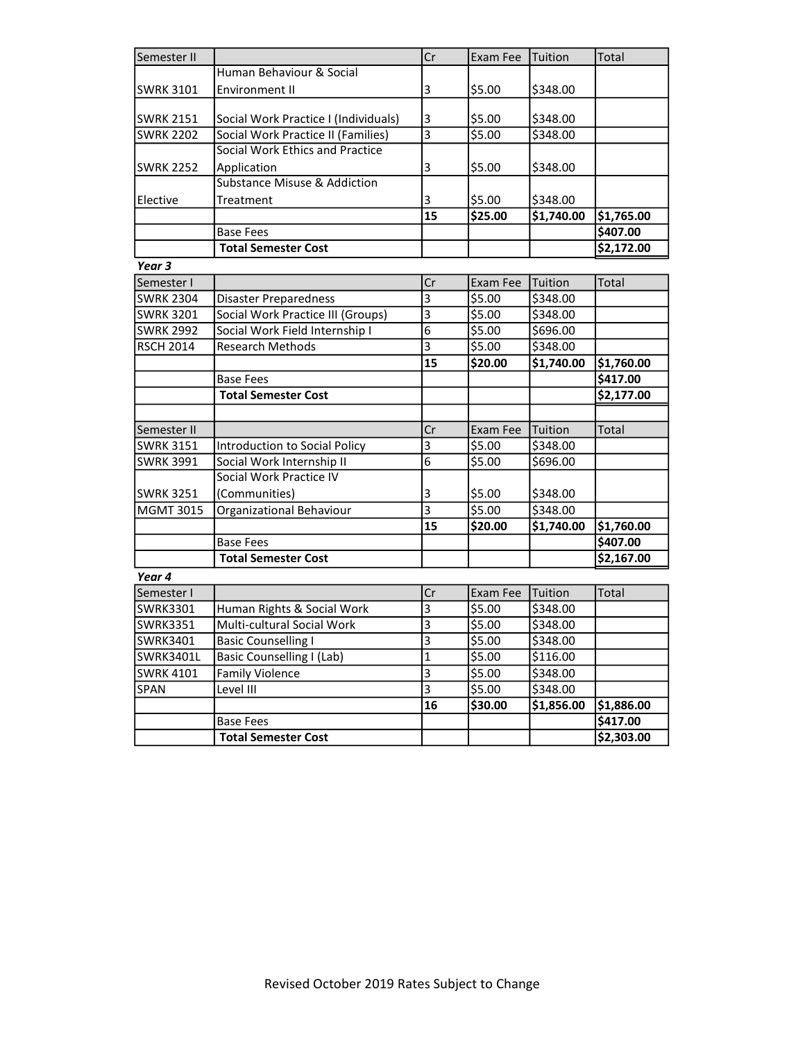| Semester II | | Cr | Exam Fee | Tuition | Total |
|---|---|---|---|---|---|
| SWRK 3101 | Human Behaviour & Social Environment II | 3 | $5.00 | $348.00 | |
| SWRK 2151 | Social Work Practice I (Individuals) | 3 | $5.00 | $348.00 | |
| SWRK 2202 | Social Work Practice II (Families) | 3 | $5.00 | $348.00 | |
| SWRK 2252 | Social Work Ethics and Practice Application | 3 | $5.00 | $348.00 | |
| Elective | Substance Misuse & Addiction Treatment | 3 | $5.00 | $348.00 | |
| | | **15** | **$25.00** | **$1,740.00** | **$1,765.00** |
| | Base Fees | | | | **$407.00** |
| | **Total Semester Cost** | | | | **$2,172.00** |

***Year 3***

| Semester I | | Cr | Exam Fee | Tuition | Total |
|---|---|---|---|---|---|
| SWRK 2304 | Disaster Preparedness | 3 | $5.00 | $348.00 | |
| SWRK 3201 | Social Work Practice III (Groups) | 3 | $5.00 | $348.00 | |
| SWRK 2992 | Social Work Field Internship I | 6 | $5.00 | $696.00 | |
| RSCH 2014 | Research Methods | 3 | $5.00 | $348.00 | |
| | | **15** | **$20.00** | **$1,740.00** | **$1,760.00** |
| | Base Fees | | | | **$417.00** |
| | **Total Semester Cost** | | | | **$2,177.00** |

| Semester II | | Cr | Exam Fee | Tuition | Total |
|---|---|---|---|---|---|
| SWRK 3151 | Introduction to Social Policy | 3 | $5.00 | $348.00 | |
| SWRK 3991 | Social Work Internship II | 6 | $5.00 | $696.00 | |
| SWRK 3251 | Social Work Practice IV (Communities) | 3 | $5.00 | $348.00 | |
| MGMT 3015 | Organizational Behaviour | 3 | $5.00 | $348.00 | |
| | | **15** | **$20.00** | **$1,740.00** | **$1,760.00** |
| | Base Fees | | | | **$407.00** |
| | **Total Semester Cost** | | | | **$2,167.00** |

***Year 4***

| Semester I | | Cr | Exam Fee | Tuition | Total |
|---|---|---|---|---|---|
| SWRK3301 | Human Rights & Social Work | 3 | $5.00 | $348.00 | |
| SWRK3351 | Multi-cultural Social Work | 3 | $5.00 | $348.00 | |
| SWRK3401 | Basic Counselling I | 3 | $5.00 | $348.00 | |
| SWRK3401L | Basic Counselling I (Lab) | 1 | $5.00 | $116.00 | |
| SWRK 4101 | Family Violence | 3 | $5.00 | $348.00 | |
| SPAN | Level III | 3 | $5.00 | $348.00 | |
| | | **16** | **$30.00** | **$1,856.00** | **$1,886.00** |
| | Base Fees | | | | **$417.00** |
| | **Total Semester Cost** | | | | **$2,303.00** |

Revised October 2019 Rates Subject to Change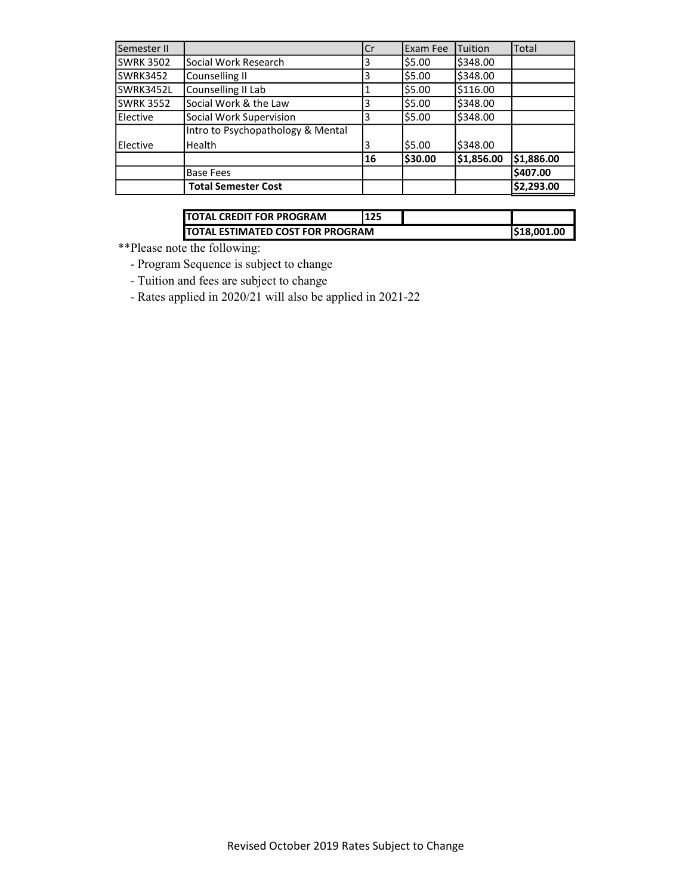| Semester II | | Cr | Exam Fee | Tuition | Total |
|---|---|---|---|---|---|
| SWRK 3502 | Social Work Research | 3 | $5.00 | $348.00 | |
| SWRK3452 | Counselling II | 3 | $5.00 | $348.00 | |
| SWRK3452L | Counselling II Lab | 1 | $5.00 | $116.00 | |
| SWRK 3552 | Social Work & the Law | 3 | $5.00 | $348.00 | |
| Elective | Social Work Supervision | 3 | $5.00 | $348.00 | |
| Elective | Intro to Psychopathology & Mental Health | 3 | $5.00 | $348.00 | |
| | | **16** | **$30.00** | **$1,856.00** | **$1,886.00** |
| | Base Fees | | | | **$407.00** |
| | **Total Semester Cost** | | | | **$2,293.00** |

| | | | |
|---|---|---|---|
| **TOTAL CREDIT FOR PROGRAM** | **125** | | |
| **TOTAL ESTIMATED COST FOR PROGRAM** | | | **$18,001.00** |

**Please note the following:

- Program Sequence is subject to change
- Tuition and fees are subject to change
- Rates applied in 2020/21 will also be applied in 2021-22

Revised October 2019 Rates Subject to Change